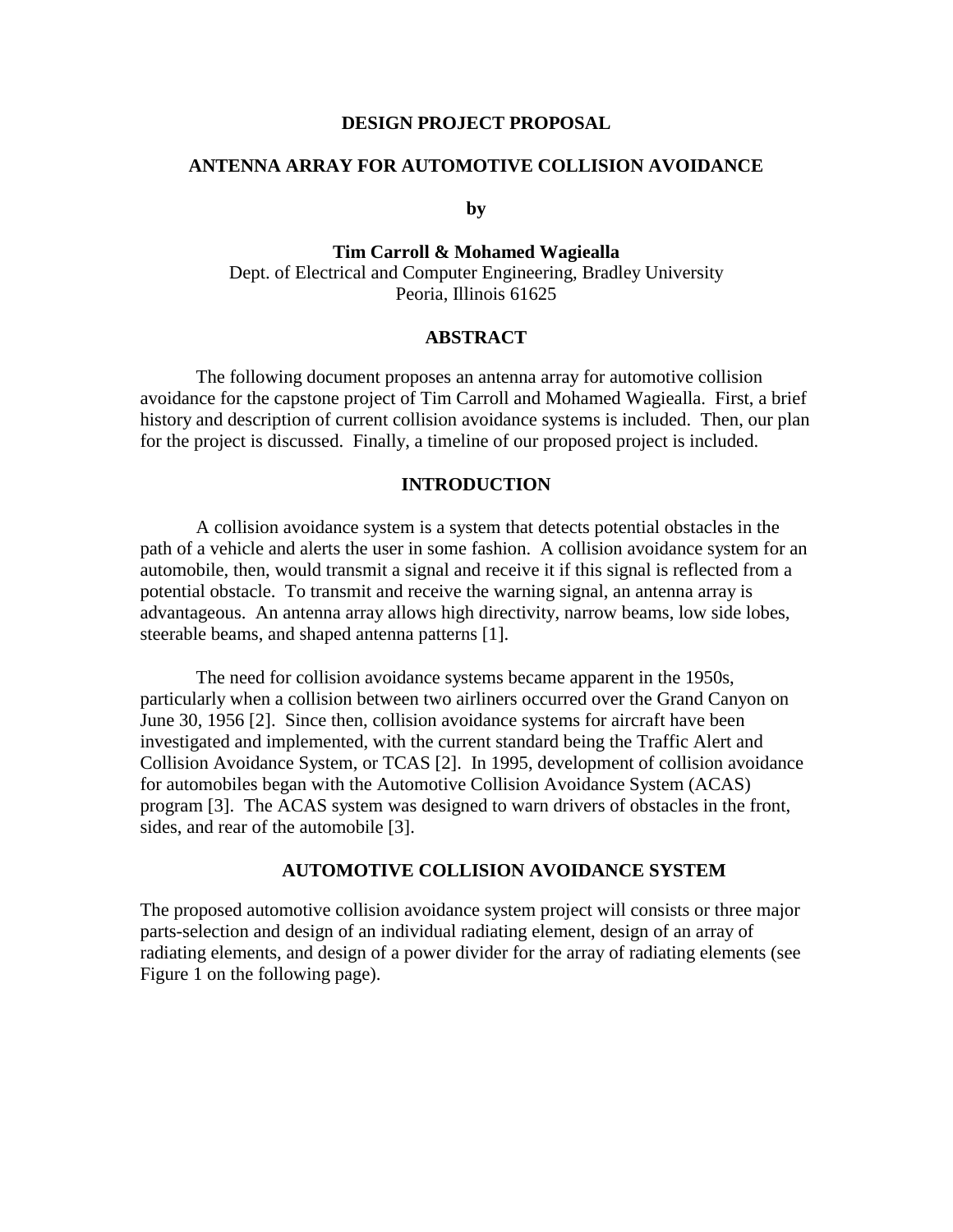**DESIGN PROJECT PROPOSAL**

# ANTENNA ARRAY FOR AUTOMOTIVE COLLISION AVOIDANCE

**by**

**Tim Carroll & Mohamed Wagiealla**
Dept. of Electrical and Computer Engineering, Bradley University
Peoria, Illinois 61625

## ABSTRACT

The following document proposes an antenna array for automotive collision avoidance for the capstone project of Tim Carroll and Mohamed Wagiealla. First, a brief history and description of current collision avoidance systems is included. Then, our plan for the project is discussed. Finally, a timeline of our proposed project is included.

## INTRODUCTION

A collision avoidance system is a system that detects potential obstacles in the path of a vehicle and alerts the user in some fashion. A collision avoidance system for an automobile, then, would transmit a signal and receive it if this signal is reflected from a potential obstacle. To transmit and receive the warning signal, an antenna array is advantageous. An antenna array allows high directivity, narrow beams, low side lobes, steerable beams, and shaped antenna patterns [1].

The need for collision avoidance systems became apparent in the 1950s, particularly when a collision between two airliners occurred over the Grand Canyon on June 30, 1956 [2]. Since then, collision avoidance systems for aircraft have been investigated and implemented, with the current standard being the Traffic Alert and Collision Avoidance System, or TCAS [2]. In 1995, development of collision avoidance for automobiles began with the Automotive Collision Avoidance System (ACAS) program [3]. The ACAS system was designed to warn drivers of obstacles in the front, sides, and rear of the automobile [3].

## AUTOMOTIVE COLLISION AVOIDANCE SYSTEM

The proposed automotive collision avoidance system project will consists or three major parts-selection and design of an individual radiating element, design of an array of radiating elements, and design of a power divider for the array of radiating elements (see Figure 1 on the following page).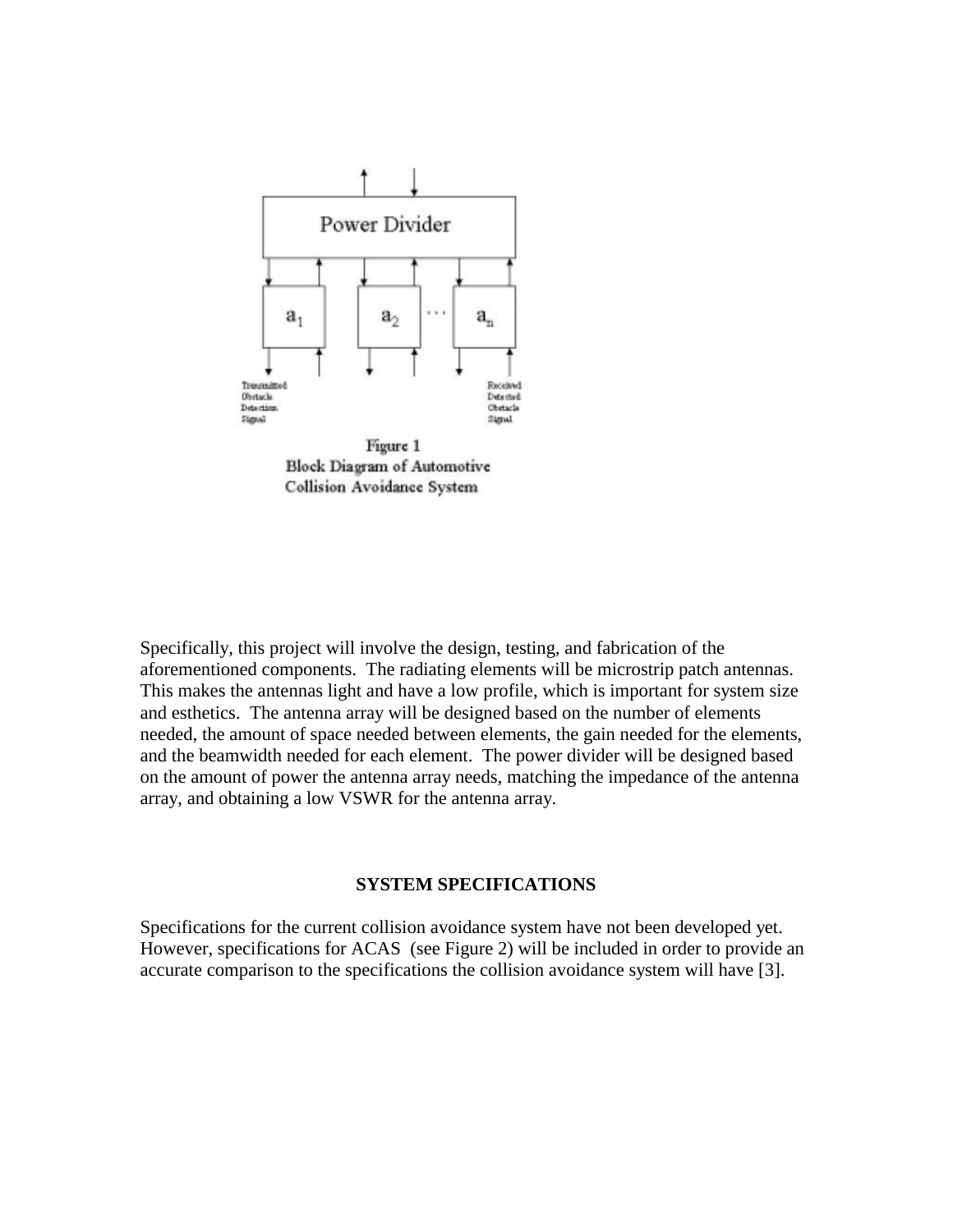Figure 1
Block Diagram of Automotive Collision Avoidance System

Specifically, this project will involve the design, testing, and fabrication of the aforementioned components. The radiating elements will be microstrip patch antennas. This makes the antennas light and have a low profile, which is important for system size and esthetics. The antenna array will be designed based on the number of elements needed, the amount of space needed between elements, the gain needed for the elements, and the beamwidth needed for each element. The power divider will be designed based on the amount of power the antenna array needs, matching the impedance of the antenna array, and obtaining a low VSWR for the antenna array.

## SYSTEM SPECIFICATIONS

Specifications for the current collision avoidance system have not been developed yet. However, specifications for ACAS (see Figure 2) will be included in order to provide an accurate comparison to the specifications the collision avoidance system will have [3].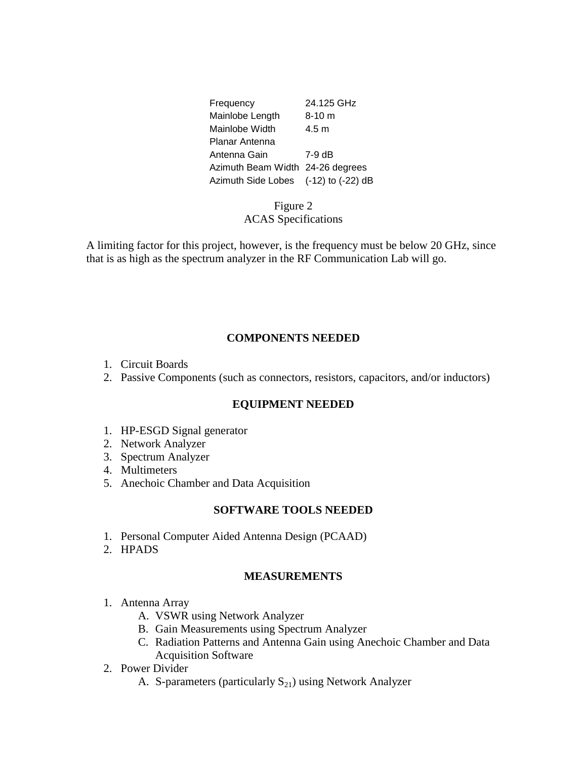| | |
|---|---|
| Frequency | 24.125 GHz |
| Mainlobe Length | 8-10 m |
| Mainlobe Width | 4.5 m |
| Planar Antenna | |
| Antenna Gain | 7-9 dB |
| Azimuth Beam Width | 24-26 degrees |
| Azimuth Side Lobes | (-12) to (-22) dB |

Figure 2
ACAS Specifications

A limiting factor for this project, however, is the frequency must be below 20 GHz, since that is as high as the spectrum analyzer in the RF Communication Lab will go.

## COMPONENTS NEEDED

1. Circuit Boards
2. Passive Components (such as connectors, resistors, capacitors, and/or inductors)

## EQUIPMENT NEEDED

1. HP-ESGD Signal generator
2. Network Analyzer
3. Spectrum Analyzer
4. Multimeters
5. Anechoic Chamber and Data Acquisition

## SOFTWARE TOOLS NEEDED

1. Personal Computer Aided Antenna Design (PCAAD)
2. HPADS

## MEASUREMENTS

1. Antenna Array
   - A. VSWR using Network Analyzer
   - B. Gain Measurements using Spectrum Analyzer
   - C. Radiation Patterns and Antenna Gain using Anechoic Chamber and Data Acquisition Software
2. Power Divider
   - A. S-parameters (particularly $S_{21}$) using Network Analyzer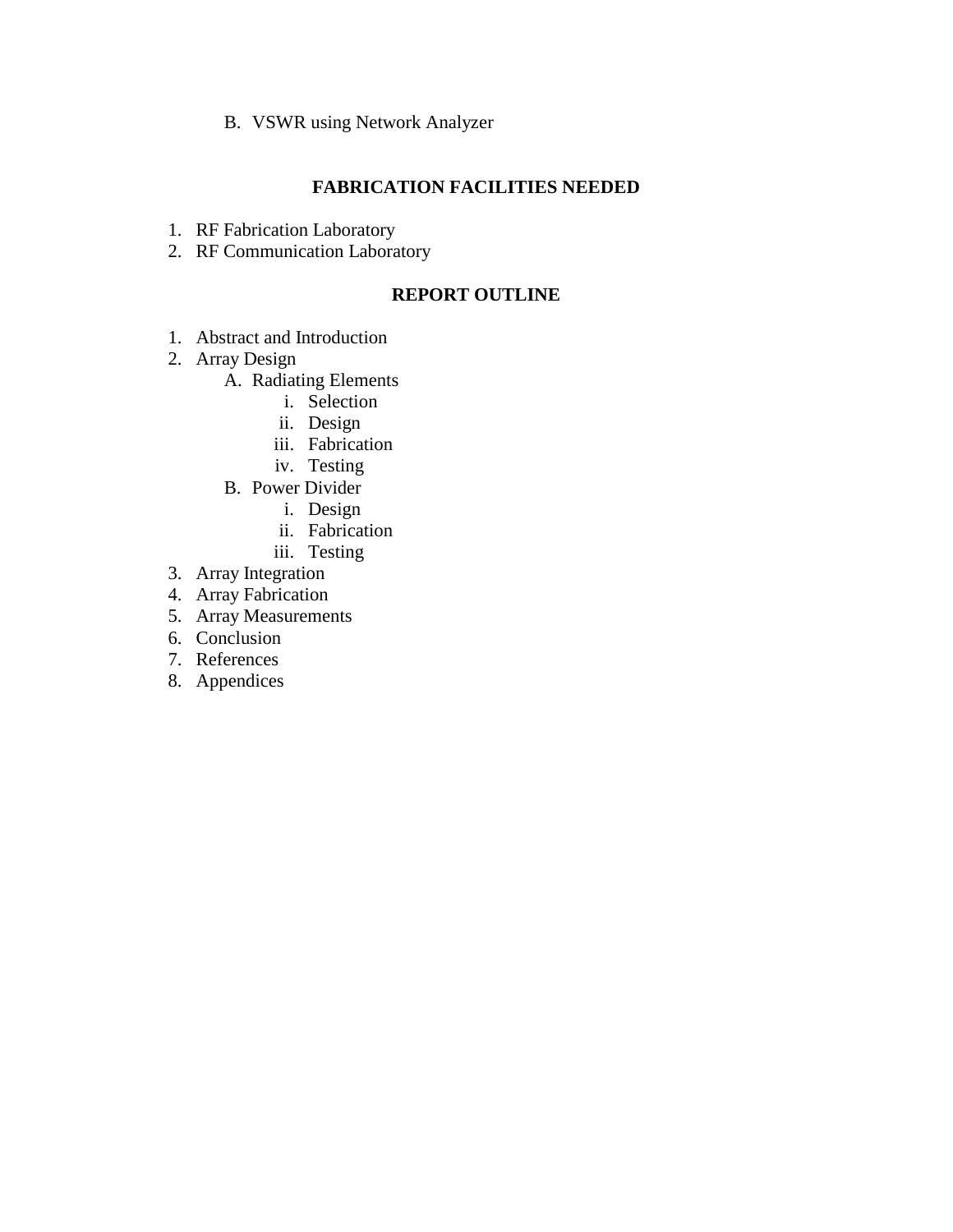B. VSWR using Network Analyzer

## FABRICATION FACILITIES NEEDED

1. RF Fabrication Laboratory
2. RF Communication Laboratory

## REPORT OUTLINE

1. Abstract and Introduction
2. Array Design
    - A. Radiating Elements
        - i. Selection
        - ii. Design
        - iii. Fabrication
        - iv. Testing
    - B. Power Divider
        - i. Design
        - ii. Fabrication
        - iii. Testing
3. Array Integration
4. Array Fabrication
5. Array Measurements
6. Conclusion
7. References
8. Appendices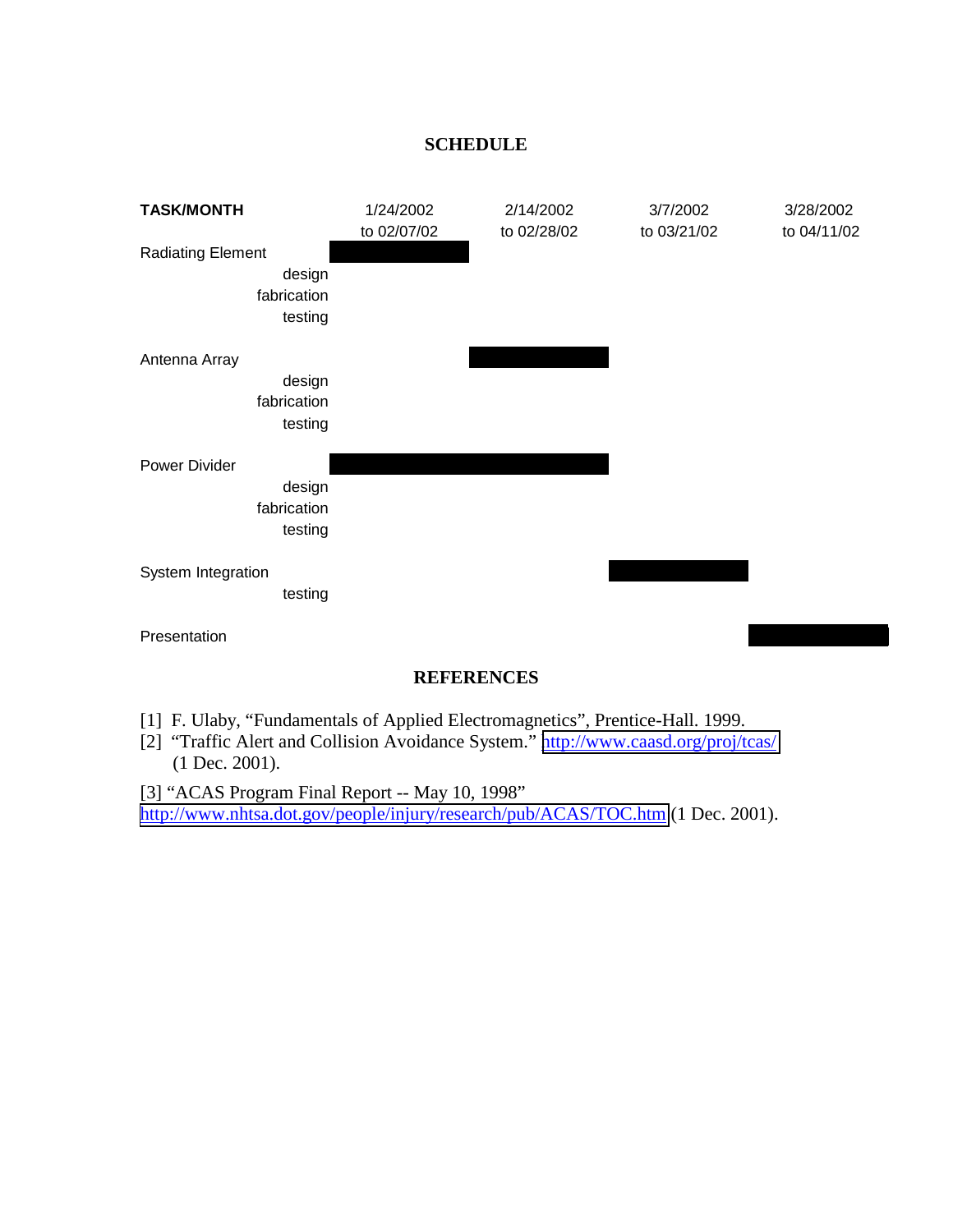## SCHEDULE

| TASK/MONTH | | 1/24/2002 to 02/07/02 | 2/14/2002 to 02/28/02 | 3/7/2002 to 03/21/02 | 3/28/2002 to 04/11/02 |
|---|---|---|---|---|---|
| Radiating Element | | | | | |
| | design | | | | |
| | fabrication | | | | |
| | testing | | | | |
| Antenna Array | | | | | |
| | design | | | | |
| | fabrication | | | | |
| | testing | | | | |
| Power Divider | | | | | |
| | design | | | | |
| | fabrication | | | | |
| | testing | | | | |
| System Integration | | | | | |
| | testing | | | | |
| Presentation | | | | | |

## REFERENCES

[1] F. Ulaby, "Fundamentals of Applied Electromagnetics", Prentice-Hall. 1999.

[2] "Traffic Alert and Collision Avoidance System." http://www.caasd.org/proj/tcas/ (1 Dec. 2001).

[3] "ACAS Program Final Report -- May 10, 1998" http://www.nhtsa.dot.gov/people/injury/research/pub/ACAS/TOC.htm (1 Dec. 2001).